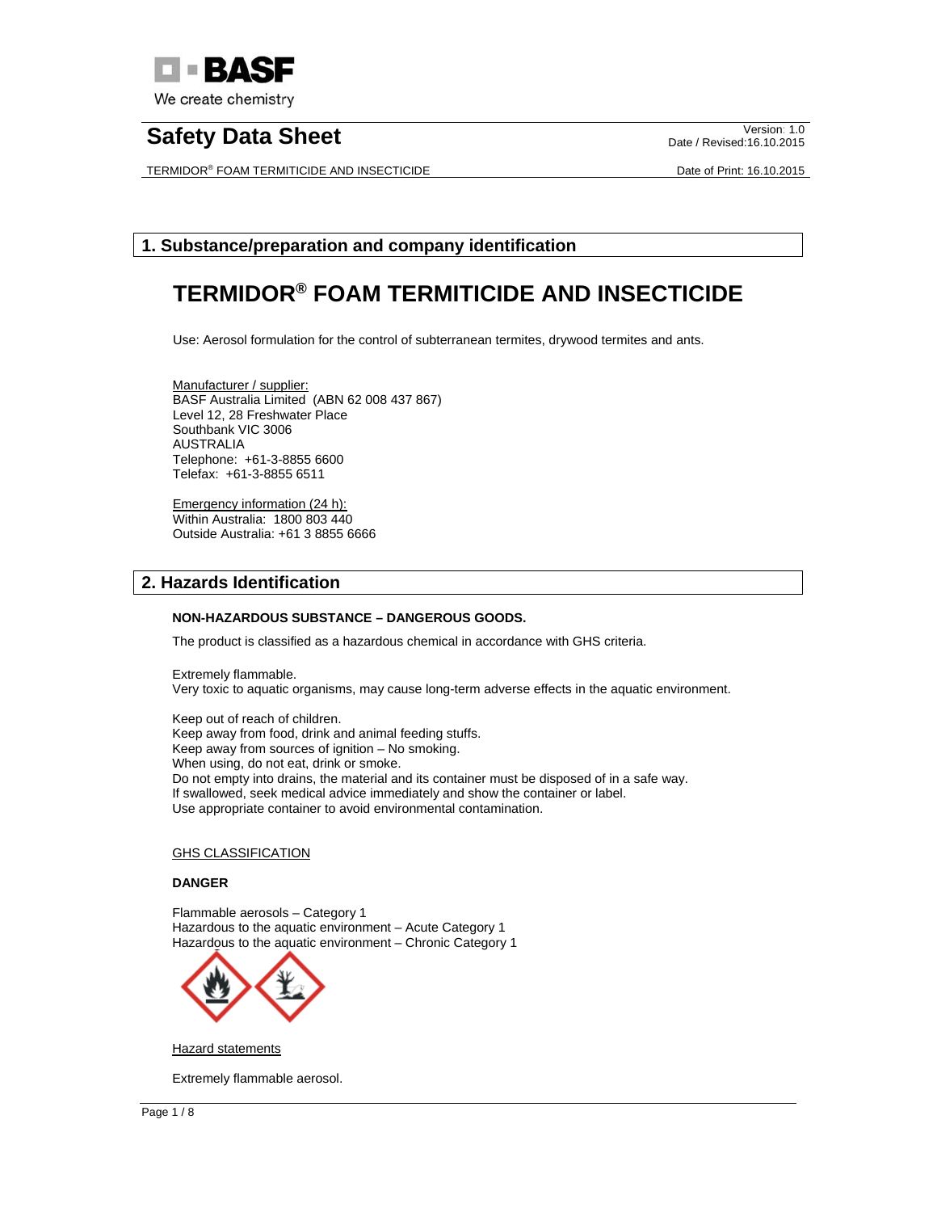# Safety Data Sheet

## 1. Substance/preparation and company identification

# TERMIDOR® FOAM TERMITICIDE AND INSECTICIDE

Use: Aerosol formulation for the control of subterranean termites, drywood termites and ants.

Manufacturer / supplier:
BASF Australia Limited (ABN 62 008 437 867)
Level 12, 28 Freshwater Place
Southbank VIC 3006
AUSTRALIA
Telephone: +61-3-8855 6600
Telefax: +61-3-8855 6511

Emergency information (24 h):
Within Australia: 1800 803 440
Outside Australia: +61 3 8855 6666

## 2. Hazards Identification

**NON-HAZARDOUS SUBSTANCE – DANGEROUS GOODS.**

The product is classified as a hazardous chemical in accordance with GHS criteria.

Extremely flammable.
Very toxic to aquatic organisms, may cause long-term adverse effects in the aquatic environment.

Keep out of reach of children.
Keep away from food, drink and animal feeding stuffs.
Keep away from sources of ignition – No smoking.
When using, do not eat, drink or smoke.
Do not empty into drains, the material and its container must be disposed of in a safe way.
If swallowed, seek medical advice immediately and show the container or label.
Use appropriate container to avoid environmental contamination.

GHS CLASSIFICATION

**DANGER**

Flammable aerosols – Category 1
Hazardous to the aquatic environment – Acute Category 1
Hazardous to the aquatic environment – Chronic Category 1

Hazard statements

Extremely flammable aerosol.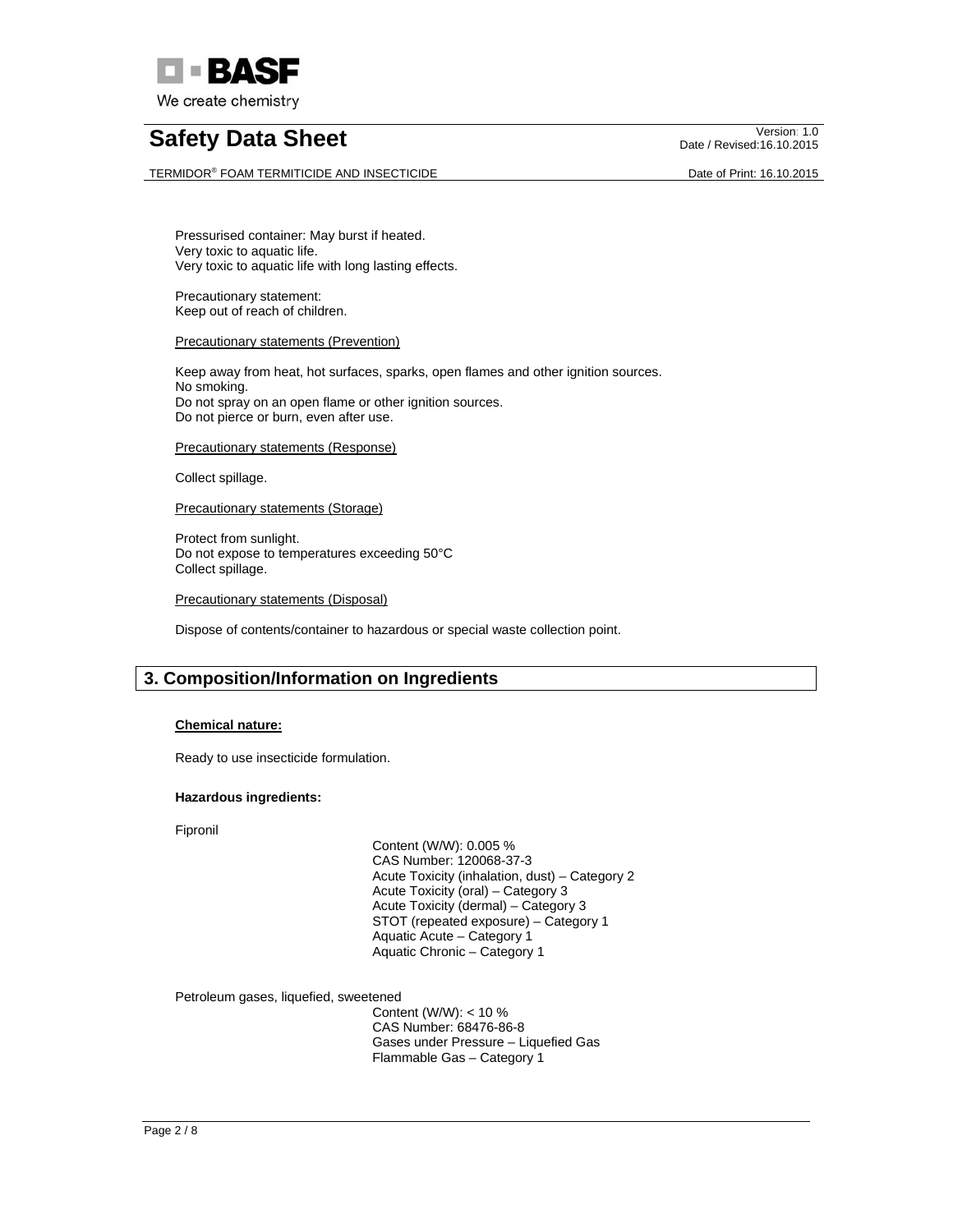Pressurised container: May burst if heated.
Very toxic to aquatic life.
Very toxic to aquatic life with long lasting effects.

Precautionary statement:
Keep out of reach of children.

Precautionary statements (Prevention)

Keep away from heat, hot surfaces, sparks, open flames and other ignition sources.
No smoking.
Do not spray on an open flame or other ignition sources.
Do not pierce or burn, even after use.

Precautionary statements (Response)

Collect spillage.

Precautionary statements (Storage)

Protect from sunlight.
Do not expose to temperatures exceeding 50°C
Collect spillage.

Precautionary statements (Disposal)

Dispose of contents/container to hazardous or special waste collection point.

## 3. Composition/Information on Ingredients

**Chemical nature:**

Ready to use insecticide formulation.

**Hazardous ingredients:**

Fipronil

Content (W/W): 0.005 %
CAS Number: 120068-37-3
Acute Toxicity (inhalation, dust) – Category 2
Acute Toxicity (oral) – Category 3
Acute Toxicity (dermal) – Category 3
STOT (repeated exposure) – Category 1
Aquatic Acute – Category 1
Aquatic Chronic – Category 1

Petroleum gases, liquefied, sweetened

Content (W/W): < 10 %
CAS Number: 68476-86-8
Gases under Pressure – Liquefied Gas
Flammable Gas – Category 1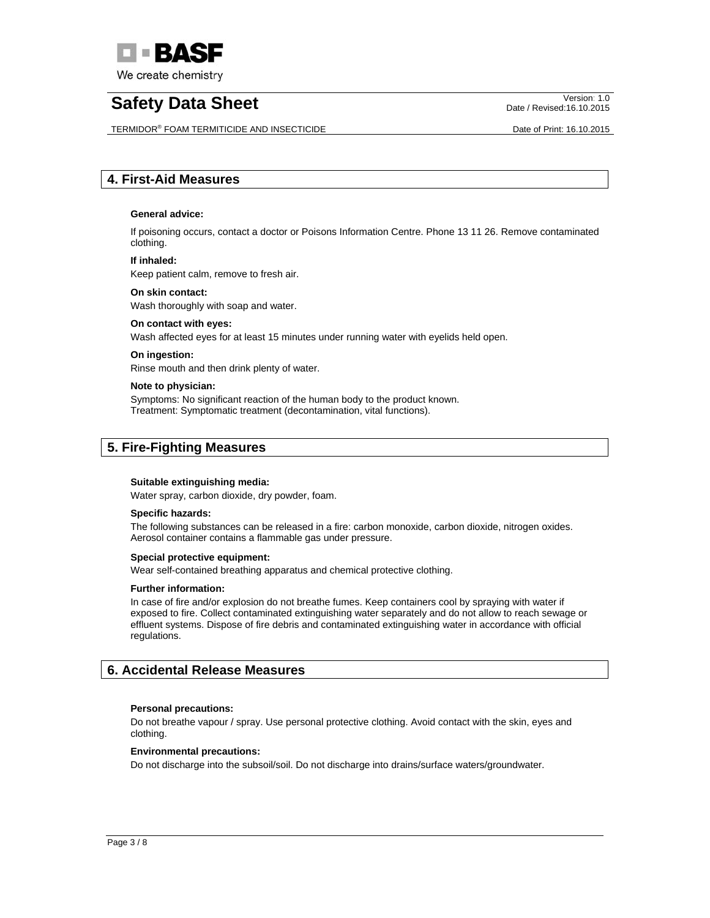## 4. First-Aid Measures

**General advice:**

If poisoning occurs, contact a doctor or Poisons Information Centre. Phone 13 11 26. Remove contaminated clothing.

**If inhaled:**

Keep patient calm, remove to fresh air.

**On skin contact:**

Wash thoroughly with soap and water.

**On contact with eyes:**

Wash affected eyes for at least 15 minutes under running water with eyelids held open.

**On ingestion:**

Rinse mouth and then drink plenty of water.

**Note to physician:**

Symptoms: No significant reaction of the human body to the product known.
Treatment: Symptomatic treatment (decontamination, vital functions).

## 5. Fire-Fighting Measures

**Suitable extinguishing media:**

Water spray, carbon dioxide, dry powder, foam.

**Specific hazards:**

The following substances can be released in a fire: carbon monoxide, carbon dioxide, nitrogen oxides. Aerosol container contains a flammable gas under pressure.

**Special protective equipment:**

Wear self-contained breathing apparatus and chemical protective clothing.

**Further information:**

In case of fire and/or explosion do not breathe fumes. Keep containers cool by spraying with water if exposed to fire. Collect contaminated extinguishing water separately and do not allow to reach sewage or effluent systems. Dispose of fire debris and contaminated extinguishing water in accordance with official regulations.

## 6. Accidental Release Measures

**Personal precautions:**

Do not breathe vapour / spray. Use personal protective clothing. Avoid contact with the skin, eyes and clothing.

**Environmental precautions:**

Do not discharge into the subsoil/soil. Do not discharge into drains/surface waters/groundwater.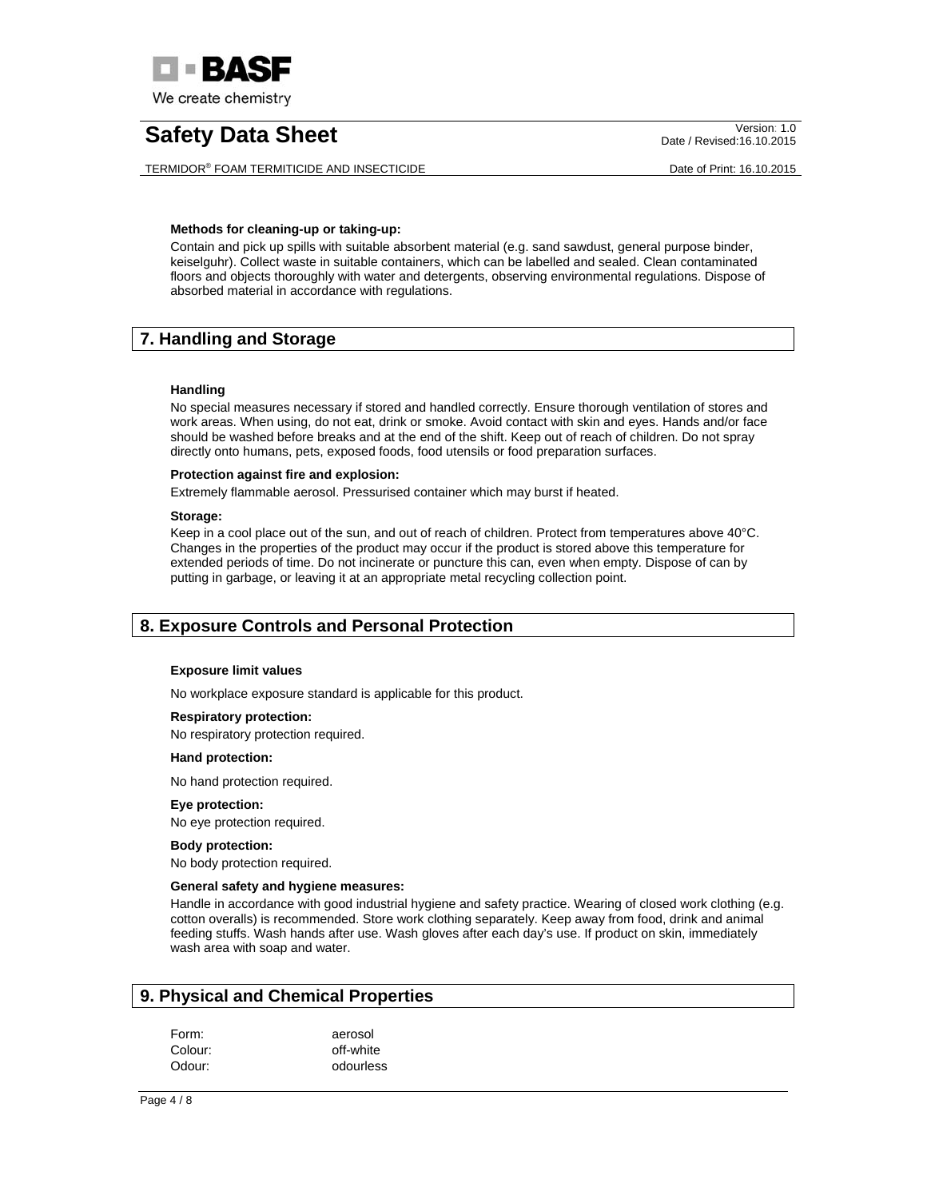**Methods for cleaning-up or taking-up:**

Contain and pick up spills with suitable absorbent material (e.g. sand sawdust, general purpose binder, keiselguhr). Collect waste in suitable containers, which can be labelled and sealed. Clean contaminated floors and objects thoroughly with water and detergents, observing environmental regulations. Dispose of absorbed material in accordance with regulations.

## 7. Handling and Storage

**Handling**

No special measures necessary if stored and handled correctly. Ensure thorough ventilation of stores and work areas. When using, do not eat, drink or smoke. Avoid contact with skin and eyes. Hands and/or face should be washed before breaks and at the end of the shift. Keep out of reach of children. Do not spray directly onto humans, pets, exposed foods, food utensils or food preparation surfaces.

**Protection against fire and explosion:**

Extremely flammable aerosol. Pressurised container which may burst if heated.

**Storage:**

Keep in a cool place out of the sun, and out of reach of children. Protect from temperatures above 40°C. Changes in the properties of the product may occur if the product is stored above this temperature for extended periods of time. Do not incinerate or puncture this can, even when empty. Dispose of can by putting in garbage, or leaving it at an appropriate metal recycling collection point.

## 8. Exposure Controls and Personal Protection

**Exposure limit values**

No workplace exposure standard is applicable for this product.

**Respiratory protection:**

No respiratory protection required.

**Hand protection:**

No hand protection required.

**Eye protection:**

No eye protection required.

**Body protection:**

No body protection required.

**General safety and hygiene measures:**

Handle in accordance with good industrial hygiene and safety practice. Wearing of closed work clothing (e.g. cotton overalls) is recommended. Store work clothing separately. Keep away from food, drink and animal feeding stuffs. Wash hands after use. Wash gloves after each day's use. If product on skin, immediately wash area with soap and water.

## 9. Physical and Chemical Properties

| | |
|---|---|
| Form: | aerosol |
| Colour: | off-white |
| Odour: | odourless |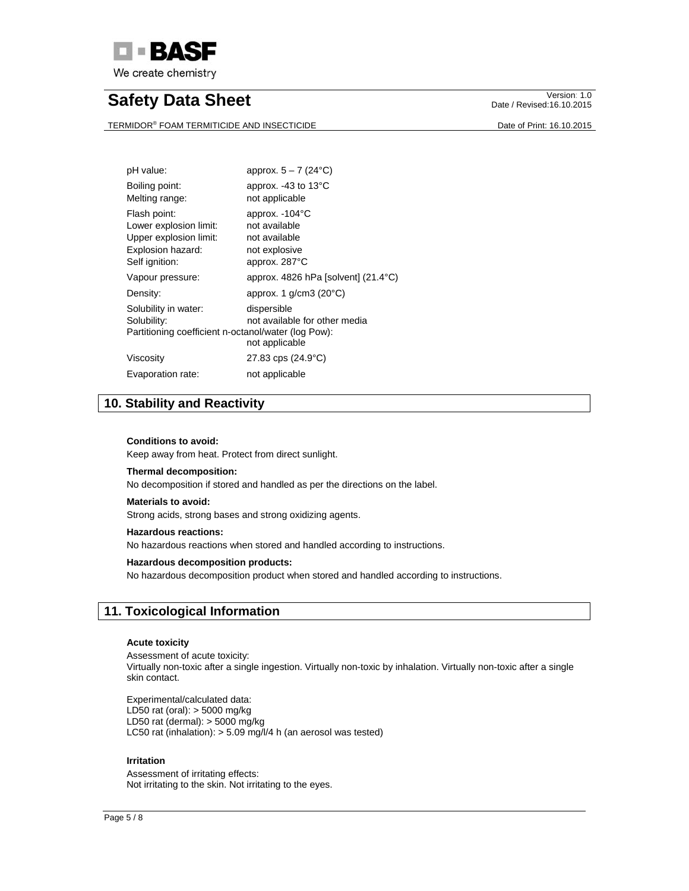| | |
|---|---|
| pH value: | approx. 5 – 7 (24°C) |
| Boiling point: | approx. -43 to 13°C |
| Melting range: | not applicable |
| Flash point: | approx. -104°C |
| Lower explosion limit: | not available |
| Upper explosion limit: | not available |
| Explosion hazard: | not explosive |
| Self ignition: | approx. 287°C |
| Vapour pressure: | approx. 4826 hPa [solvent] (21.4°C) |
| Density: | approx. 1 g/cm3 (20°C) |
| Solubility in water: | dispersible |
| Solubility: | not available for other media |
| Partitioning coefficient n-octanol/water (log Pow): | not applicable |
| Viscosity | 27.83 cps (24.9°C) |
| Evaporation rate: | not applicable |

## 10. Stability and Reactivity

**Conditions to avoid:**
Keep away from heat. Protect from direct sunlight.

**Thermal decomposition:**
No decomposition if stored and handled as per the directions on the label.

**Materials to avoid:**
Strong acids, strong bases and strong oxidizing agents.

**Hazardous reactions:**
No hazardous reactions when stored and handled according to instructions.

**Hazardous decomposition products:**
No hazardous decomposition product when stored and handled according to instructions.

## 11. Toxicological Information

**Acute toxicity**

Assessment of acute toxicity:
Virtually non-toxic after a single ingestion. Virtually non-toxic by inhalation. Virtually non-toxic after a single skin contact.

Experimental/calculated data:
LD50 rat (oral): > 5000 mg/kg
LD50 rat (dermal): > 5000 mg/kg
LC50 rat (inhalation): > 5.09 mg/l/4 h (an aerosol was tested)

**Irritation**

Assessment of irritating effects:
Not irritating to the skin. Not irritating to the eyes.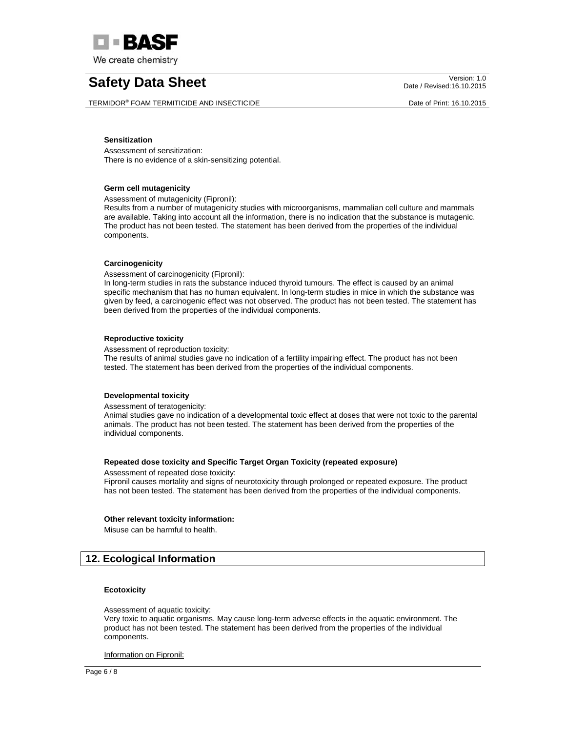#### Sensitization

Assessment of sensitization:
There is no evidence of a skin-sensitizing potential.

#### Germ cell mutagenicity

Assessment of mutagenicity (Fipronil):
Results from a number of mutagenicity studies with microorganisms, mammalian cell culture and mammals are available. Taking into account all the information, there is no indication that the substance is mutagenic. The product has not been tested. The statement has been derived from the properties of the individual components.

#### Carcinogenicity

Assessment of carcinogenicity (Fipronil):
In long-term studies in rats the substance induced thyroid tumours. The effect is caused by an animal specific mechanism that has no human equivalent. In long-term studies in mice in which the substance was given by feed, a carcinogenic effect was not observed. The product has not been tested. The statement has been derived from the properties of the individual components.

#### Reproductive toxicity

Assessment of reproduction toxicity:
The results of animal studies gave no indication of a fertility impairing effect. The product has not been tested. The statement has been derived from the properties of the individual components.

#### Developmental toxicity

Assessment of teratogenicity:
Animal studies gave no indication of a developmental toxic effect at doses that were not toxic to the parental animals. The product has not been tested. The statement has been derived from the properties of the individual components.

#### Repeated dose toxicity and Specific Target Organ Toxicity (repeated exposure)

Assessment of repeated dose toxicity:
Fipronil causes mortality and signs of neurotoxicity through prolonged or repeated exposure. The product has not been tested. The statement has been derived from the properties of the individual components.

#### Other relevant toxicity information:

Misuse can be harmful to health.

## 12. Ecological Information

#### Ecotoxicity

Assessment of aquatic toxicity:
Very toxic to aquatic organisms. May cause long-term adverse effects in the aquatic environment. The product has not been tested. The statement has been derived from the properties of the individual components.

Information on Fipronil: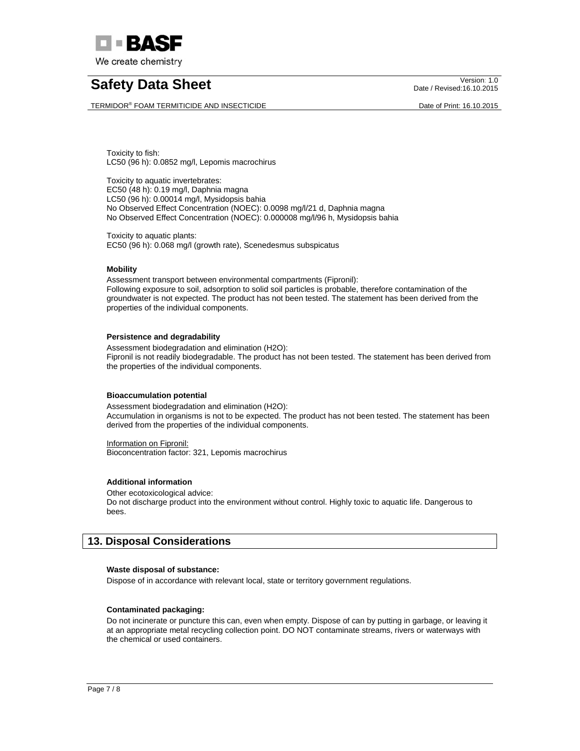Toxicity to fish:
LC50 (96 h): 0.0852 mg/l, Lepomis macrochirus

Toxicity to aquatic invertebrates:
EC50 (48 h): 0.19 mg/l, Daphnia magna
LC50 (96 h): 0.00014 mg/l, Mysidopsis bahia
No Observed Effect Concentration (NOEC): 0.0098 mg/l/21 d, Daphnia magna
No Observed Effect Concentration (NOEC): 0.000008 mg/l/96 h, Mysidopsis bahia

Toxicity to aquatic plants:
EC50 (96 h): 0.068 mg/l (growth rate), Scenedesmus subspicatus

**Mobility**

Assessment transport between environmental compartments (Fipronil):
Following exposure to soil, adsorption to solid soil particles is probable, therefore contamination of the groundwater is not expected. The product has not been tested. The statement has been derived from the properties of the individual components.

**Persistence and degradability**

Assessment biodegradation and elimination ($H_2O$):
Fipronil is not readily biodegradable. The product has not been tested. The statement has been derived from the properties of the individual components.

**Bioaccumulation potential**

Assessment biodegradation and elimination ($H_2O$):
Accumulation in organisms is not to be expected. The product has not been tested. The statement has been derived from the properties of the individual components.

Information on Fipronil:
Bioconcentration factor: 321, Lepomis macrochirus

**Additional information**

Other ecotoxicological advice:
Do not discharge product into the environment without control. Highly toxic to aquatic life. Dangerous to bees.

## 13. Disposal Considerations

**Waste disposal of substance:**

Dispose of in accordance with relevant local, state or territory government regulations.

**Contaminated packaging:**

Do not incinerate or puncture this can, even when empty. Dispose of can by putting in garbage, or leaving it at an appropriate metal recycling collection point. DO NOT contaminate streams, rivers or waterways with the chemical or used containers.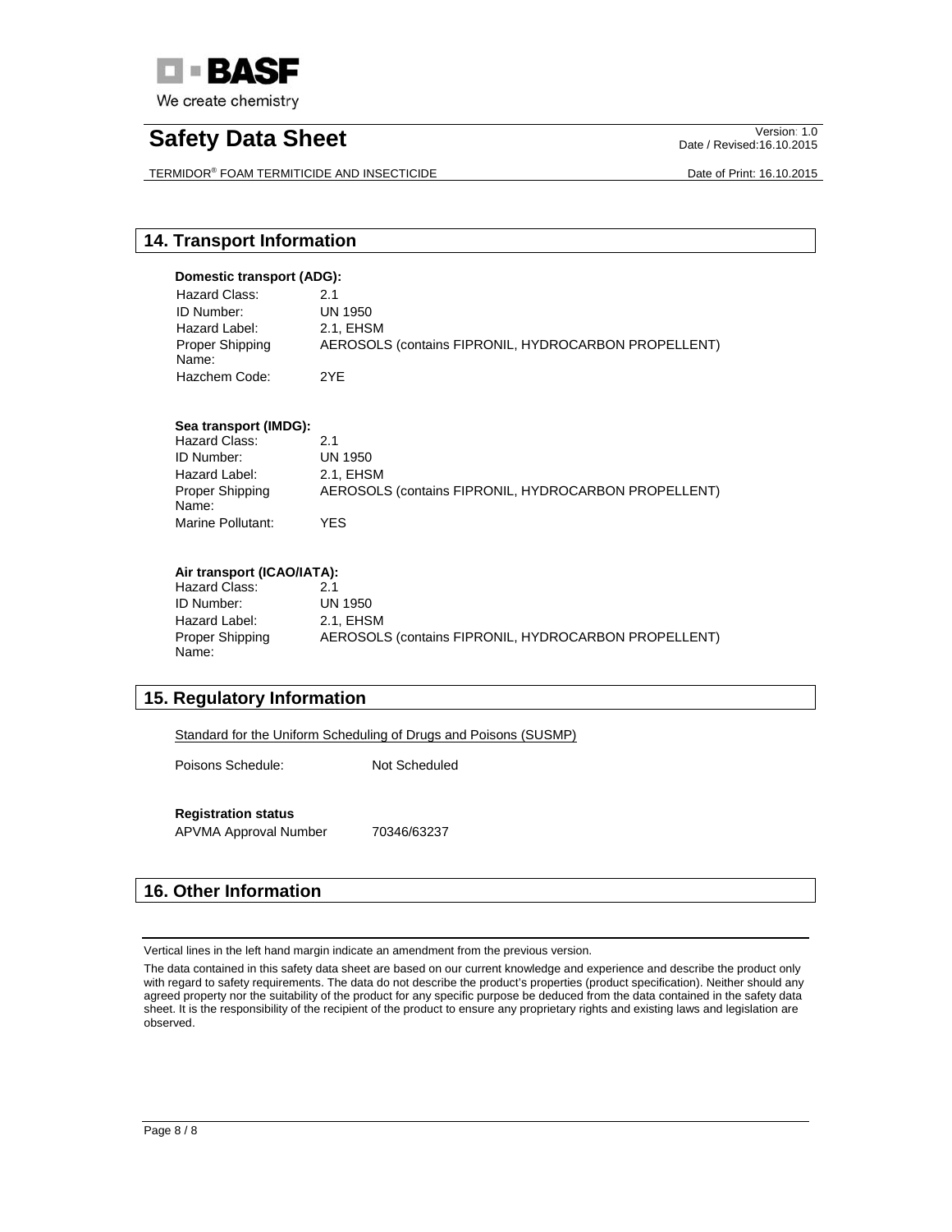## 14. Transport Information

**Domestic transport (ADG):**

| | |
|---|---|
| Hazard Class: | 2.1 |
| ID Number: | UN 1950 |
| Hazard Label: | 2.1, EHSM |
| Proper Shipping Name: | AEROSOLS (contains FIPRONIL, HYDROCARBON PROPELLENT) |
| Hazchem Code: | 2YE |

**Sea transport (IMDG):**

| | |
|---|---|
| Hazard Class: | 2.1 |
| ID Number: | UN 1950 |
| Hazard Label: | 2.1, EHSM |
| Proper Shipping Name: | AEROSOLS (contains FIPRONIL, HYDROCARBON PROPELLENT) |
| Marine Pollutant: | YES |

**Air transport (ICAO/IATA):**

| | |
|---|---|
| Hazard Class: | 2.1 |
| ID Number: | UN 1950 |
| Hazard Label: | 2.1, EHSM |
| Proper Shipping Name: | AEROSOLS (contains FIPRONIL, HYDROCARBON PROPELLENT) |

## 15. Regulatory Information

Standard for the Uniform Scheduling of Drugs and Poisons (SUSMP)

Poisons Schedule: Not Scheduled

**Registration status**

APVMA Approval Number 70346/63237

## 16. Other Information

Vertical lines in the left hand margin indicate an amendment from the previous version.

The data contained in this safety data sheet are based on our current knowledge and experience and describe the product only with regard to safety requirements. The data do not describe the product's properties (product specification). Neither should any agreed property nor the suitability of the product for any specific purpose be deduced from the data contained in the safety data sheet. It is the responsibility of the recipient of the product to ensure any proprietary rights and existing laws and legislation are observed.